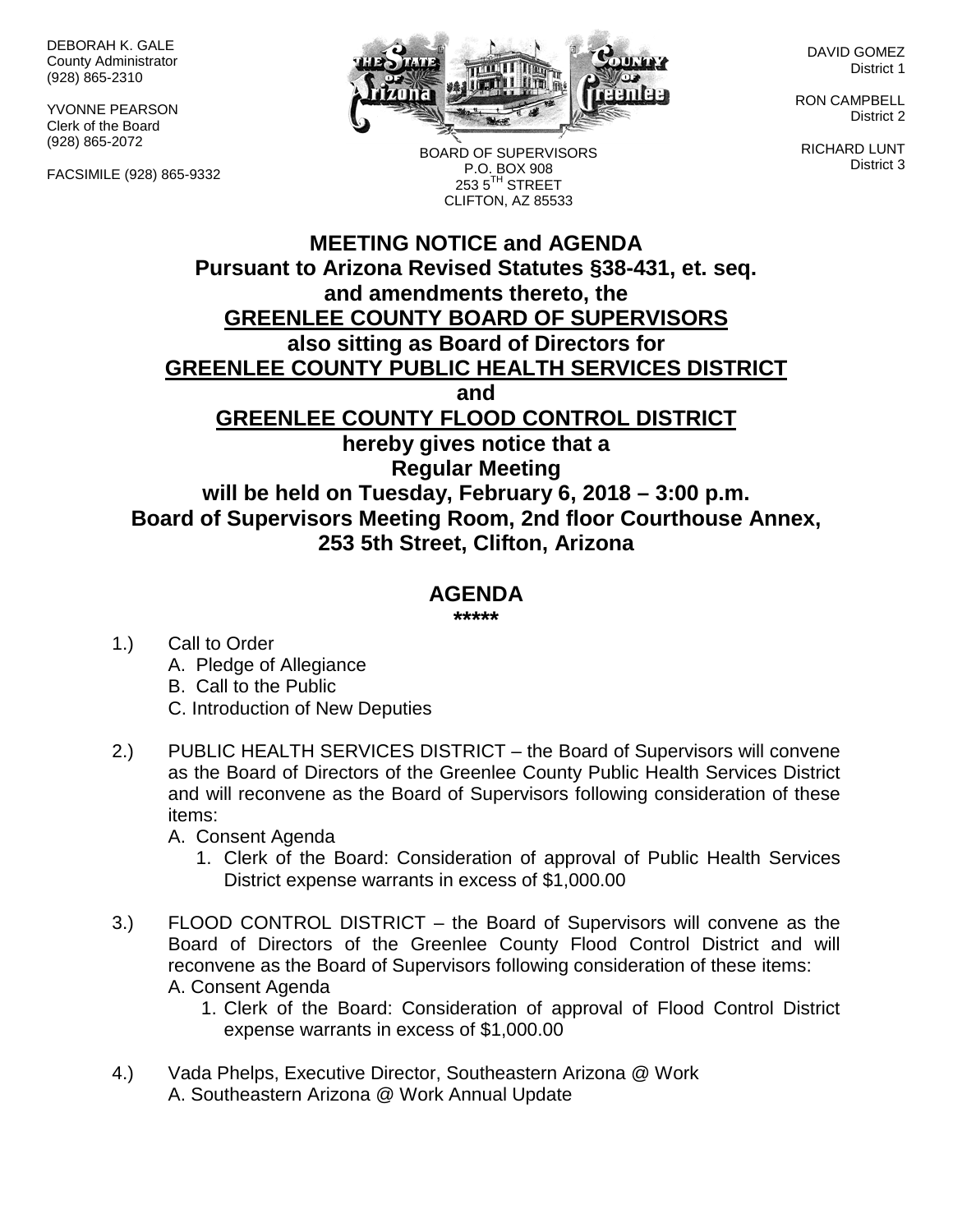DEBORAH K. GALE
County Administrator
(928) 865-2310

YVONNE PEARSON
Clerk of the Board
(928) 865-2072

FACSIMILE (928) 865-9332

BOARD OF SUPERVISORS
P.O. BOX 908
253 5TH STREET
CLIFTON, AZ 85533

DAVID GOMEZ
District 1

RON CAMPBELL
District 2

RICHARD LUNT
District 3

# MEETING NOTICE and AGENDA

**Pursuant to Arizona Revised Statutes §38-431, et. seq. and amendments thereto, the**
**<u>GREENLEE COUNTY BOARD OF SUPERVISORS</u>**
**also sitting as Board of Directors for**
**<u>GREENLEE COUNTY PUBLIC HEALTH SERVICES DISTRICT</u>**
**and**
**<u>GREENLEE COUNTY FLOOD CONTROL DISTRICT</u>**
**hereby gives notice that a**
**Regular Meeting**
**will be held on Tuesday, February 6, 2018 – 3:00 p.m.**
**Board of Supervisors Meeting Room, 2nd floor Courthouse Annex, 253 5th Street, Clifton, Arizona**

## AGENDA

*****

1.) Call to Order
   A. Pledge of Allegiance
   B. Call to the Public
   C. Introduction of New Deputies

2.) PUBLIC HEALTH SERVICES DISTRICT – the Board of Supervisors will convene as the Board of Directors of the Greenlee County Public Health Services District and will reconvene as the Board of Supervisors following consideration of these items:
   A. Consent Agenda
      1. Clerk of the Board: Consideration of approval of Public Health Services District expense warrants in excess of $1,000.00

3.) FLOOD CONTROL DISTRICT – the Board of Supervisors will convene as the Board of Directors of the Greenlee County Flood Control District and will reconvene as the Board of Supervisors following consideration of these items:
   A. Consent Agenda
      1. Clerk of the Board: Consideration of approval of Flood Control District expense warrants in excess of $1,000.00

4.) Vada Phelps, Executive Director, Southeastern Arizona @ Work
   A. Southeastern Arizona @ Work Annual Update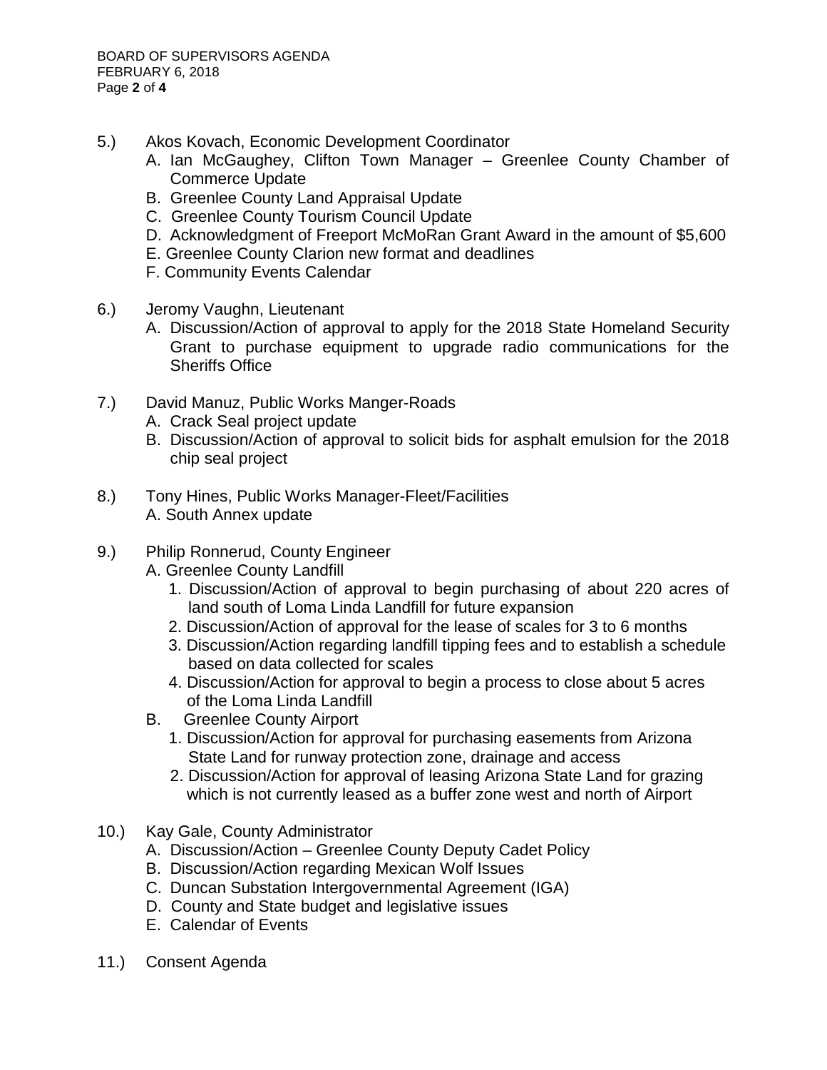5.) Akos Kovach, Economic Development Coordinator

   A. Ian McGaughey, Clifton Town Manager – Greenlee County Chamber of Commerce Update
   B. Greenlee County Land Appraisal Update
   C. Greenlee County Tourism Council Update
   D. Acknowledgment of Freeport McMoRan Grant Award in the amount of $5,600
   E. Greenlee County Clarion new format and deadlines
   F. Community Events Calendar

6.) Jeromy Vaughn, Lieutenant

   A. Discussion/Action of approval to apply for the 2018 State Homeland Security Grant to purchase equipment to upgrade radio communications for the Sheriffs Office

7.) David Manuz, Public Works Manger-Roads

   A. Crack Seal project update
   B. Discussion/Action of approval to solicit bids for asphalt emulsion for the 2018 chip seal project

8.) Tony Hines, Public Works Manager-Fleet/Facilities

   A. South Annex update

9.) Philip Ronnerud, County Engineer

   A. Greenlee County Landfill
      1. Discussion/Action of approval to begin purchasing of about 220 acres of land south of Loma Linda Landfill for future expansion
      2. Discussion/Action of approval for the lease of scales for 3 to 6 months
      3. Discussion/Action regarding landfill tipping fees and to establish a schedule based on data collected for scales
      4. Discussion/Action for approval to begin a process to close about 5 acres of the Loma Linda Landfill
   B. Greenlee County Airport
      1. Discussion/Action for approval for purchasing easements from Arizona State Land for runway protection zone, drainage and access
      2. Discussion/Action for approval of leasing Arizona State Land for grazing which is not currently leased as a buffer zone west and north of Airport

10.) Kay Gale, County Administrator

   A. Discussion/Action – Greenlee County Deputy Cadet Policy
   B. Discussion/Action regarding Mexican Wolf Issues
   C. Duncan Substation Intergovernmental Agreement (IGA)
   D. County and State budget and legislative issues
   E. Calendar of Events

11.) Consent Agenda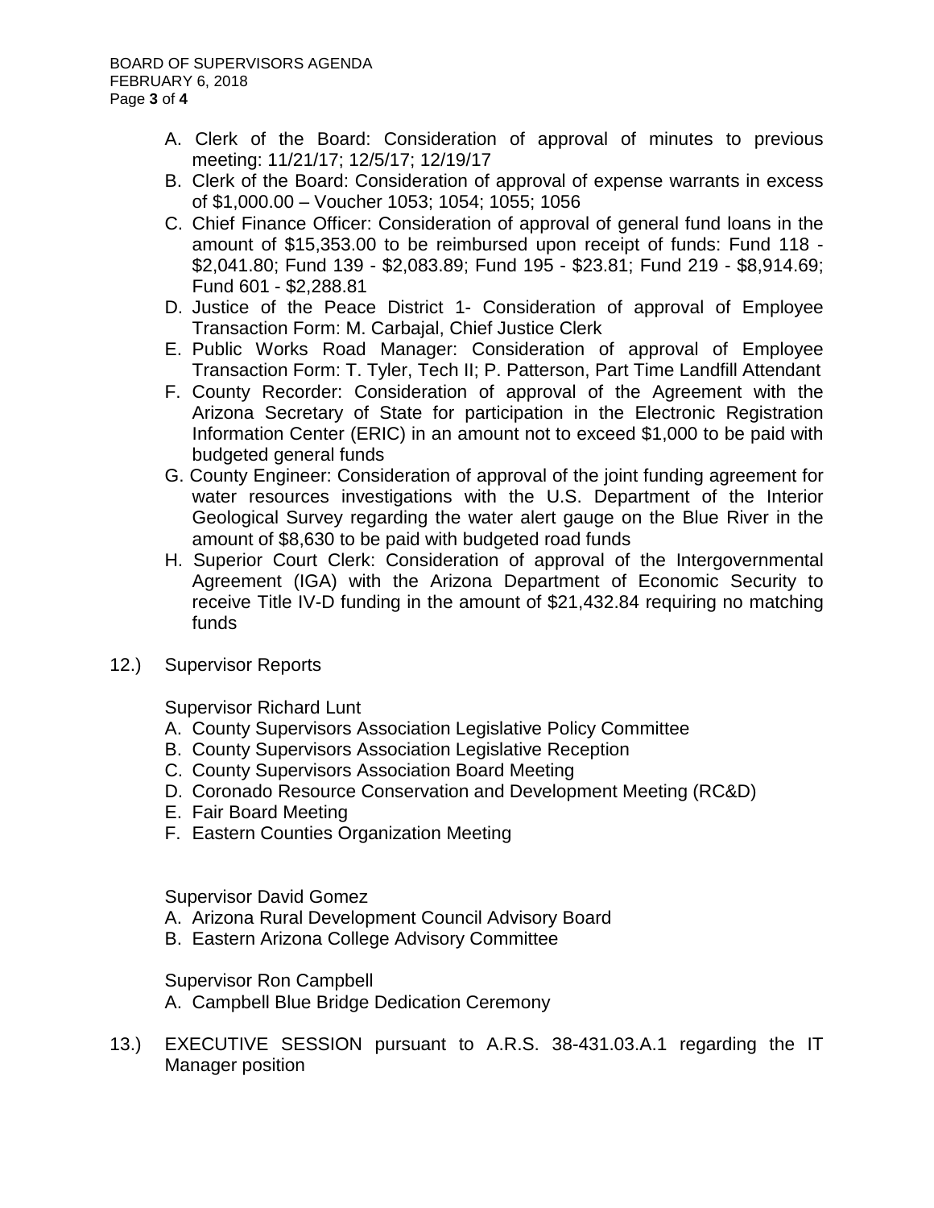A. Clerk of the Board: Consideration of approval of minutes to previous meeting: 11/21/17; 12/5/17; 12/19/17
B. Clerk of the Board: Consideration of approval of expense warrants in excess of $1,000.00 – Voucher 1053; 1054; 1055; 1056
C. Chief Finance Officer: Consideration of approval of general fund loans in the amount of $15,353.00 to be reimbursed upon receipt of funds: Fund 118 - $2,041.80; Fund 139 - $2,083.89; Fund 195 - $23.81; Fund 219 - $8,914.69; Fund 601 - $2,288.81
D. Justice of the Peace District 1- Consideration of approval of Employee Transaction Form: M. Carbajal, Chief Justice Clerk
E. Public Works Road Manager: Consideration of approval of Employee Transaction Form: T. Tyler, Tech II; P. Patterson, Part Time Landfill Attendant
F. County Recorder: Consideration of approval of the Agreement with the Arizona Secretary of State for participation in the Electronic Registration Information Center (ERIC) in an amount not to exceed $1,000 to be paid with budgeted general funds
G. County Engineer: Consideration of approval of the joint funding agreement for water resources investigations with the U.S. Department of the Interior Geological Survey regarding the water alert gauge on the Blue River in the amount of $8,630 to be paid with budgeted road funds
H. Superior Court Clerk: Consideration of approval of the Intergovernmental Agreement (IGA) with the Arizona Department of Economic Security to receive Title IV-D funding in the amount of $21,432.84 requiring no matching funds

12.) Supervisor Reports

Supervisor Richard Lunt
A. County Supervisors Association Legislative Policy Committee
B. County Supervisors Association Legislative Reception
C. County Supervisors Association Board Meeting
D. Coronado Resource Conservation and Development Meeting (RC&D)
E. Fair Board Meeting
F. Eastern Counties Organization Meeting

Supervisor David Gomez
A. Arizona Rural Development Council Advisory Board
B. Eastern Arizona College Advisory Committee

Supervisor Ron Campbell
A. Campbell Blue Bridge Dedication Ceremony

13.) EXECUTIVE SESSION pursuant to A.R.S. 38-431.03.A.1 regarding the IT Manager position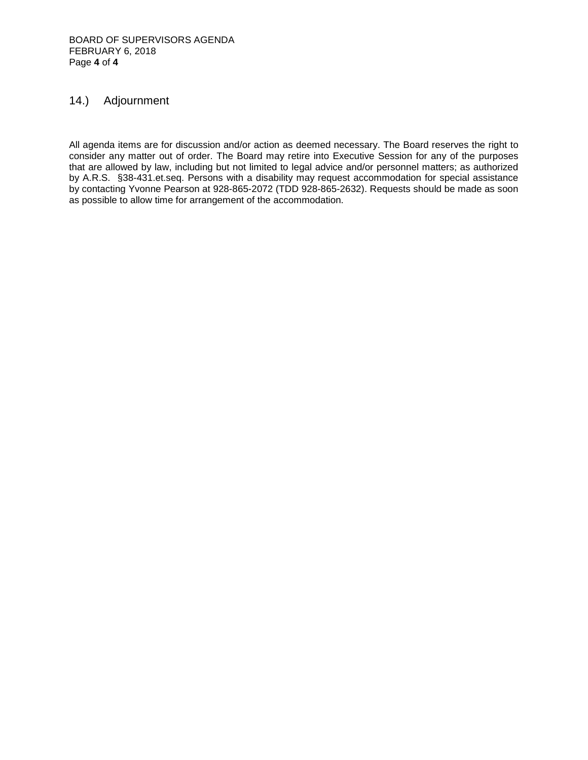14.) Adjournment

All agenda items are for discussion and/or action as deemed necessary. The Board reserves the right to consider any matter out of order. The Board may retire into Executive Session for any of the purposes that are allowed by law, including but not limited to legal advice and/or personnel matters; as authorized by A.R.S. §38-431.et.seq. Persons with a disability may request accommodation for special assistance by contacting Yvonne Pearson at 928-865-2072 (TDD 928-865-2632). Requests should be made as soon as possible to allow time for arrangement of the accommodation.